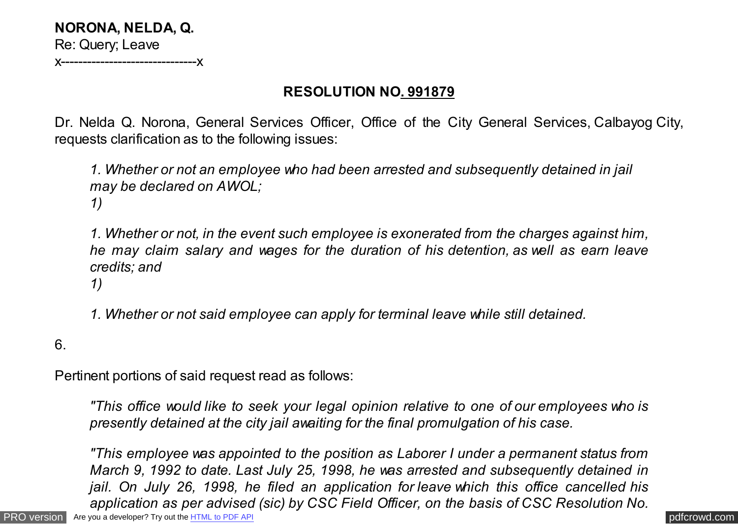**NORONA, NELDA, Q.**
Re: Query; Leave
x-------------------------------x

## RESOLUTION NO. 991879

Dr. Nelda Q. Norona, General Services Officer, Office of the City General Services, Calbayog City, requests clarification as to the following issues:

> *1. Whether or not an employee who had been arrested and subsequently detained in jail may be declared on AWOL;*
> *1)*
>
> *1. Whether or not, in the event such employee is exonerated from the charges against him, he may claim salary and wages for the duration of his detention, as well as earn leave credits; and*
> *1)*
>
> *1. Whether or not said employee can apply for terminal leave while still detained.*

6.

Pertinent portions of said request read as follows:

> *"This office would like to seek your legal opinion relative to one of our employees who is presently detained at the city jail awaiting for the final promulgation of his case.*
>
> *"This employee was appointed to the position as Laborer I under a permanent status from March 9, 1992 to date. Last July 25, 1998, he was arrested and subsequently detained in jail. On July 26, 1998, he filed an application for leave which this office cancelled his application as per advised (sic) by CSC Field Officer, on the basis of CSC Resolution No.*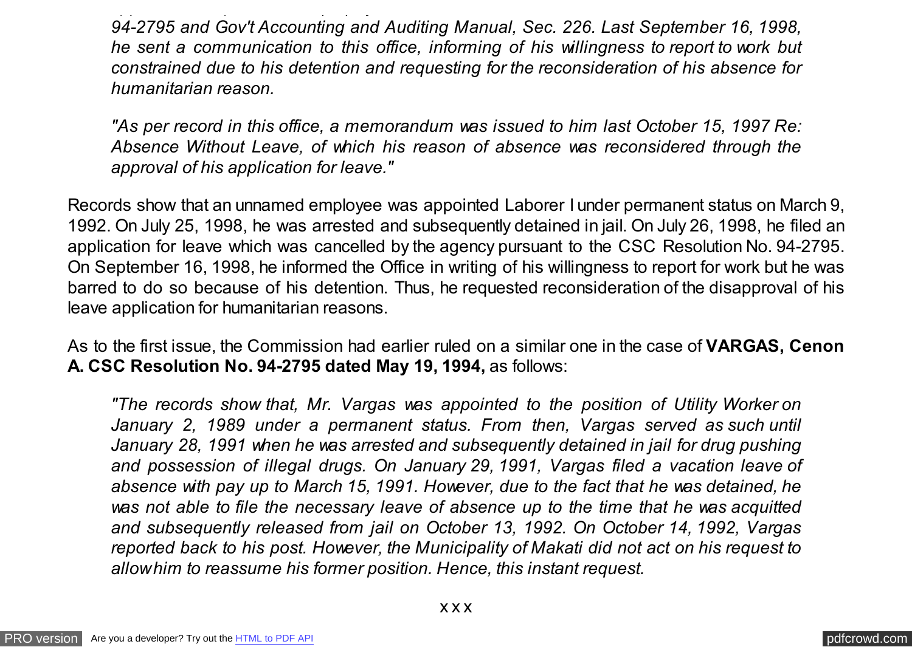*94-2795 and Gov't Accounting and Auditing Manual, Sec. 226. Last September 16, 1998, he sent a communication to this office, informing of his willingness to report to work but constrained due to his detention and requesting for the reconsideration of his absence for humanitarian reason.*

*"As per record in this office, a memorandum was issued to him last October 15, 1997 Re: Absence Without Leave, of which his reason of absence was reconsidered through the approval of his application for leave."*

Records show that an unnamed employee was appointed Laborer I under permanent status on March 9, 1992. On July 25, 1998, he was arrested and subsequently detained in jail. On July 26, 1998, he filed an application for leave which was cancelled by the agency pursuant to the CSC Resolution No. 94-2795. On September 16, 1998, he informed the Office in writing of his willingness to report for work but he was barred to do so because of his detention. Thus, he requested reconsideration of the disapproval of his leave application for humanitarian reasons.

As to the first issue, the Commission had earlier ruled on a similar one in the case of **VARGAS, Cenon A. CSC Resolution No. 94-2795 dated May 19, 1994,** as follows:

*"The records show that, Mr. Vargas was appointed to the position of Utility Worker on January 2, 1989 under a permanent status. From then, Vargas served as such until January 28, 1991 when he was arrested and subsequently detained in jail for drug pushing and possession of illegal drugs. On January 29, 1991, Vargas filed a vacation leave of absence with pay up to March 15, 1991. However, due to the fact that he was detained, he was not able to file the necessary leave of absence up to the time that he was acquitted and subsequently released from jail on October 13, 1992. On October 14, 1992, Vargas reported back to his post. However, the Municipality of Makati did not act on his request to allow him to reassume his former position. Hence, this instant request.*

x x x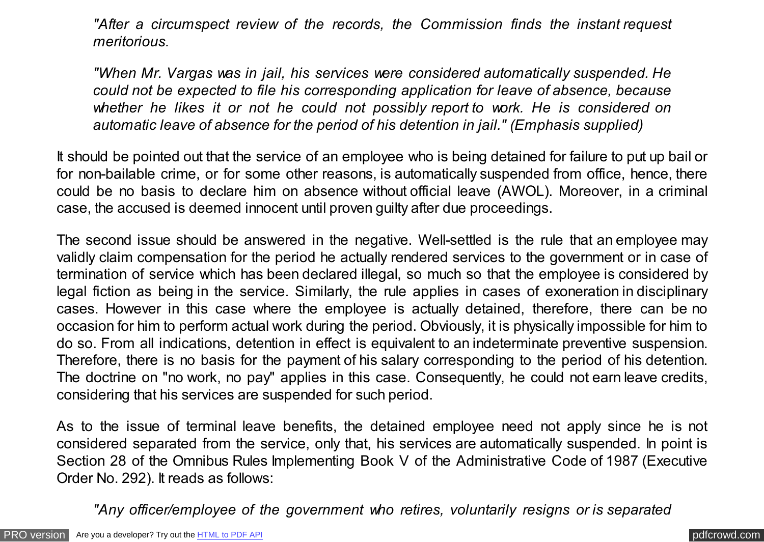*"After a circumspect review of the records, the Commission finds the instant request meritorious.*

*"When Mr. Vargas was in jail, his services were considered automatically suspended. He could not be expected to file his corresponding application for leave of absence, because whether he likes it or not he could not possibly report to work. He is considered on automatic leave of absence for the period of his detention in jail." (Emphasis supplied)*

It should be pointed out that the service of an employee who is being detained for failure to put up bail or for non-bailable crime, or for some other reasons, is automatically suspended from office, hence, there could be no basis to declare him on absence without official leave (AWOL). Moreover, in a criminal case, the accused is deemed innocent until proven guilty after due proceedings.

The second issue should be answered in the negative. Well-settled is the rule that an employee may validly claim compensation for the period he actually rendered services to the government or in case of termination of service which has been declared illegal, so much so that the employee is considered by legal fiction as being in the service. Similarly, the rule applies in cases of exoneration in disciplinary cases. However in this case where the employee is actually detained, therefore, there can be no occasion for him to perform actual work during the period. Obviously, it is physically impossible for him to do so. From all indications, detention in effect is equivalent to an indeterminate preventive suspension. Therefore, there is no basis for the payment of his salary corresponding to the period of his detention. The doctrine on "no work, no pay" applies in this case. Consequently, he could not earn leave credits, considering that his services are suspended for such period.

As to the issue of terminal leave benefits, the detained employee need not apply since he is not considered separated from the service, only that, his services are automatically suspended. In point is Section 28 of the Omnibus Rules Implementing Book V of the Administrative Code of 1987 (Executive Order No. 292). It reads as follows:

*"Any officer/employee of the government who retires, voluntarily resigns or is separated*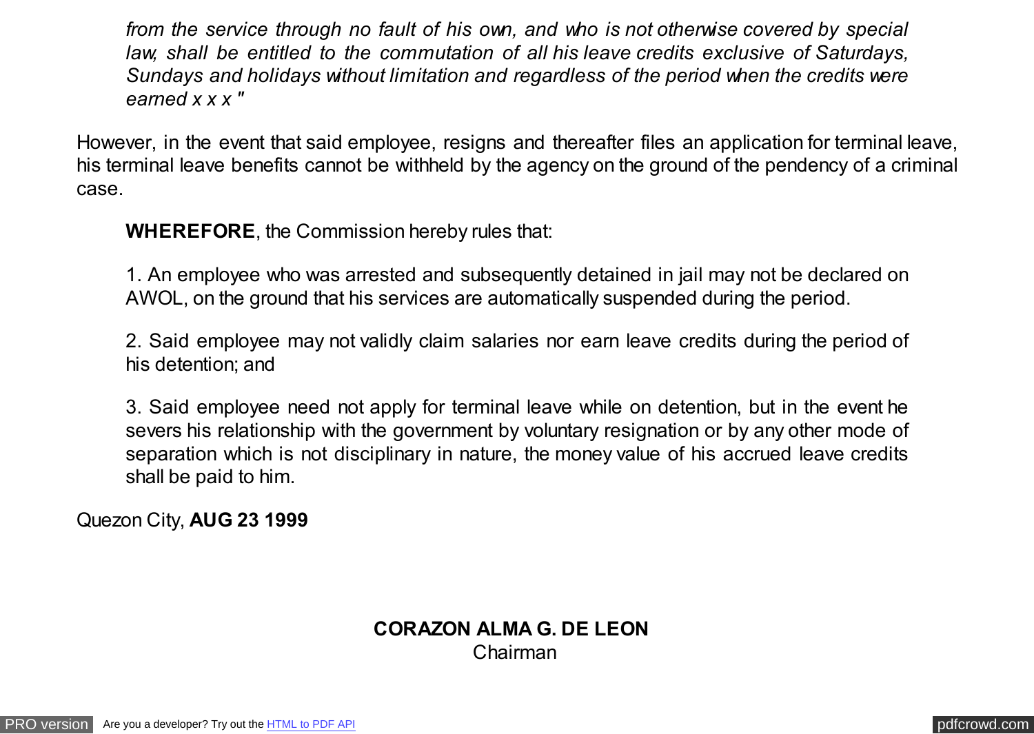*from the service through no fault of his own, and who is not otherwise covered by special law, shall be entitled to the commutation of all his leave credits exclusive of Saturdays, Sundays and holidays without limitation and regardless of the period when the credits were earned x x x "*

However, in the event that said employee, resigns and thereafter files an application for terminal leave, his terminal leave benefits cannot be withheld by the agency on the ground of the pendency of a criminal case.

**WHEREFORE**, the Commission hereby rules that:

1. An employee who was arrested and subsequently detained in jail may not be declared on AWOL, on the ground that his services are automatically suspended during the period.

2. Said employee may not validly claim salaries nor earn leave credits during the period of his detention; and

3. Said employee need not apply for terminal leave while on detention, but in the event he severs his relationship with the government by voluntary resignation or by any other mode of separation which is not disciplinary in nature, the money value of his accrued leave credits shall be paid to him.

Quezon City, **AUG 23 1999**

**CORAZON ALMA G. DE LEON**
Chairman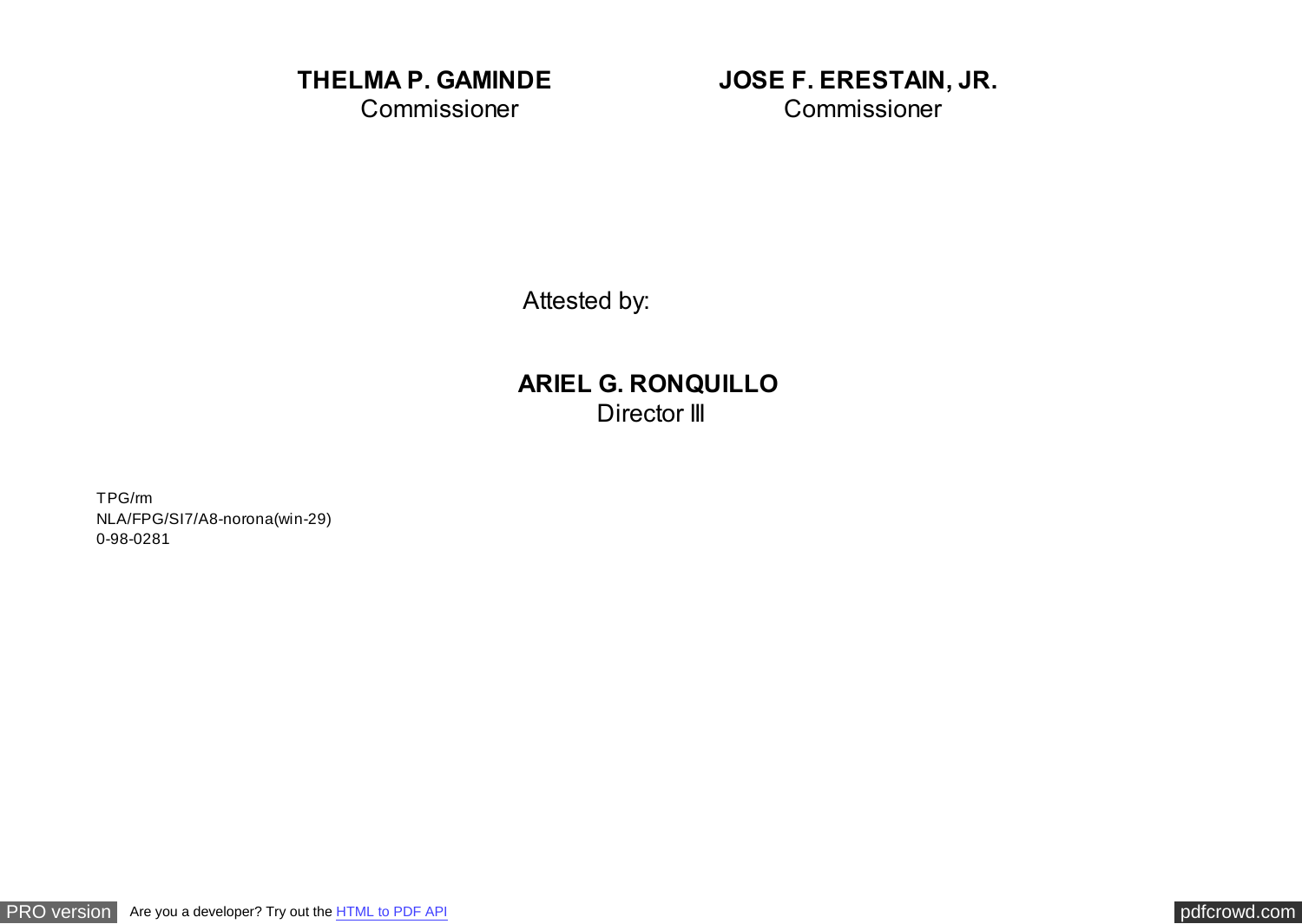**THELMA P. GAMINDE**
Commissioner

**JOSE F. ERESTAIN, JR.**
Commissioner

Attested by:

**ARIEL G. RONQUILLO**
Director III

TPG/rm
NLA/FPG/SI7/A8-norona(win-29)
0-98-0281